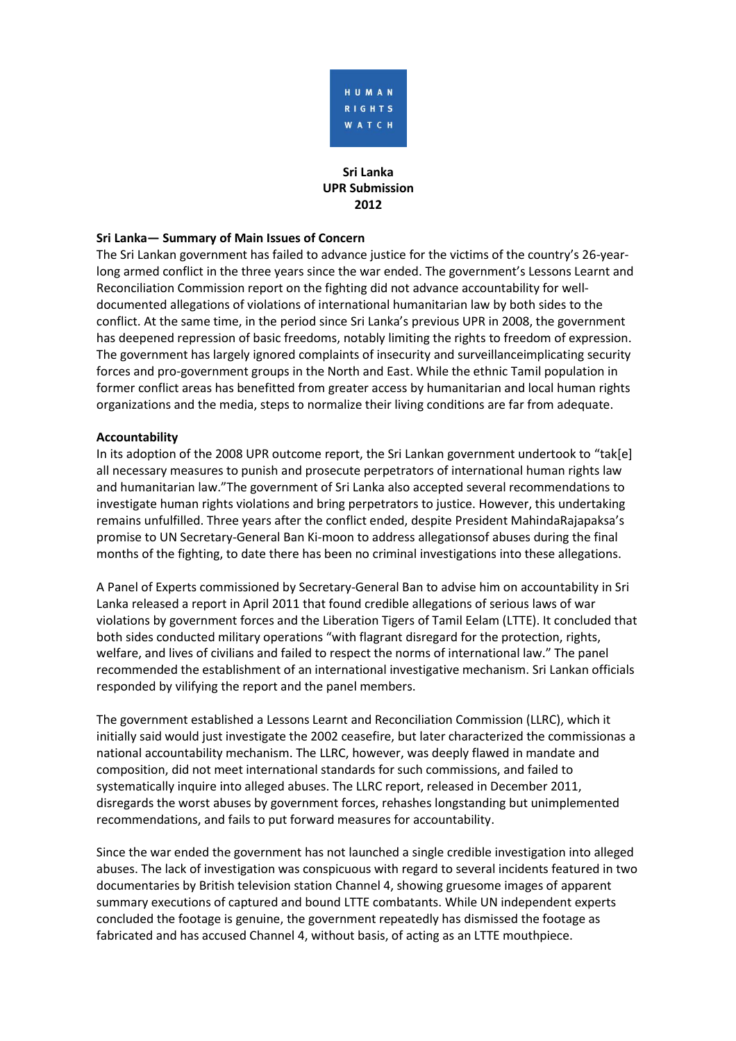HUMAN RIGHTS WATCH

**Sri Lanka**
**UPR Submission**
**2012**

**Sri Lanka— Summary of Main Issues of Concern**

The Sri Lankan government has failed to advance justice for the victims of the country's 26-year-long armed conflict in the three years since the war ended. The government's Lessons Learnt and Reconciliation Commission report on the fighting did not advance accountability for well-documented allegations of violations of international humanitarian law by both sides to the conflict. At the same time, in the period since Sri Lanka's previous UPR in 2008, the government has deepened repression of basic freedoms, notably limiting the rights to freedom of expression. The government has largely ignored complaints of insecurity and surveillanceimplicating security forces and pro-government groups in the North and East. While the ethnic Tamil population in former conflict areas has benefitted from greater access by humanitarian and local human rights organizations and the media, steps to normalize their living conditions are far from adequate.

**Accountability**

In its adoption of the 2008 UPR outcome report, the Sri Lankan government undertook to "tak[e] all necessary measures to punish and prosecute perpetrators of international human rights law and humanitarian law."The government of Sri Lanka also accepted several recommendations to investigate human rights violations and bring perpetrators to justice. However, this undertaking remains unfulfilled. Three years after the conflict ended, despite President MahindaRajapaksa's promise to UN Secretary-General Ban Ki-moon to address allegationsof abuses during the final months of the fighting, to date there has been no criminal investigations into these allegations.

A Panel of Experts commissioned by Secretary-General Ban to advise him on accountability in Sri Lanka released a report in April 2011 that found credible allegations of serious laws of war violations by government forces and the Liberation Tigers of Tamil Eelam (LTTE). It concluded that both sides conducted military operations "with flagrant disregard for the protection, rights, welfare, and lives of civilians and failed to respect the norms of international law." The panel recommended the establishment of an international investigative mechanism. Sri Lankan officials responded by vilifying the report and the panel members.

The government established a Lessons Learnt and Reconciliation Commission (LLRC), which it initially said would just investigate the 2002 ceasefire, but later characterized the commissionas a national accountability mechanism. The LLRC, however, was deeply flawed in mandate and composition, did not meet international standards for such commissions, and failed to systematically inquire into alleged abuses. The LLRC report, released in December 2011, disregards the worst abuses by government forces, rehashes longstanding but unimplemented recommendations, and fails to put forward measures for accountability.

Since the war ended the government has not launched a single credible investigation into alleged abuses. The lack of investigation was conspicuous with regard to several incidents featured in two documentaries by British television station Channel 4, showing gruesome images of apparent summary executions of captured and bound LTTE combatants. While UN independent experts concluded the footage is genuine, the government repeatedly has dismissed the footage as fabricated and has accused Channel 4, without basis, of acting as an LTTE mouthpiece.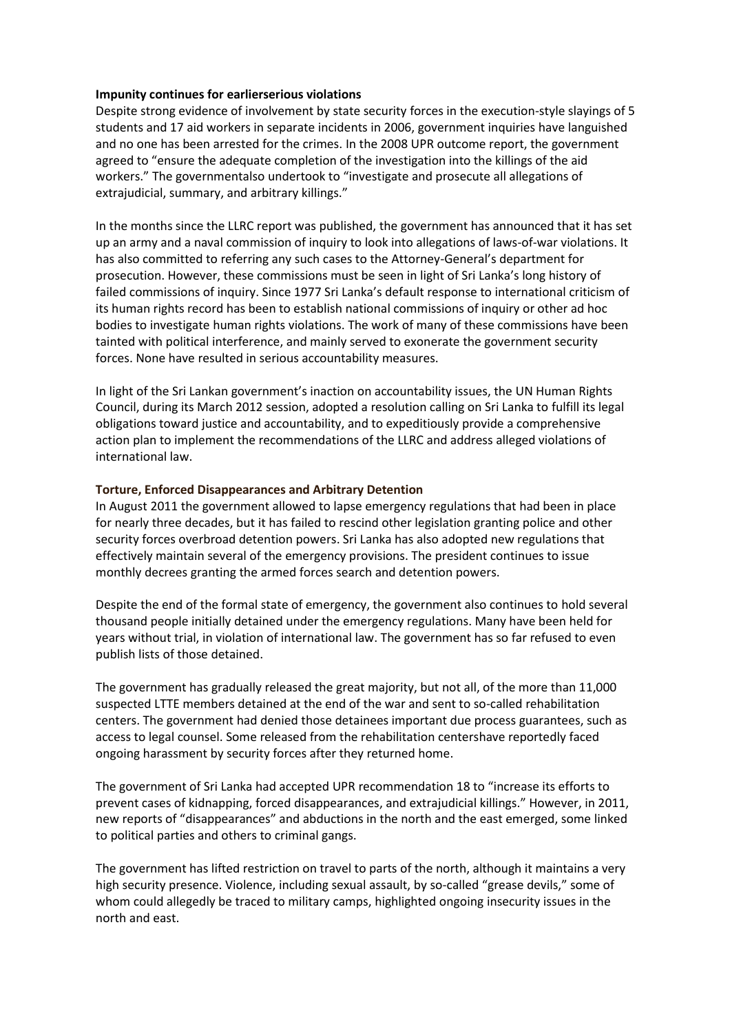**Impunity continues for earlierserious violations**

Despite strong evidence of involvement by state security forces in the execution-style slayings of 5 students and 17 aid workers in separate incidents in 2006, government inquiries have languished and no one has been arrested for the crimes. In the 2008 UPR outcome report, the government agreed to "ensure the adequate completion of the investigation into the killings of the aid workers." The governmentalso undertook to "investigate and prosecute all allegations of extrajudicial, summary, and arbitrary killings."

In the months since the LLRC report was published, the government has announced that it has set up an army and a naval commission of inquiry to look into allegations of laws-of-war violations. It has also committed to referring any such cases to the Attorney-General's department for prosecution. However, these commissions must be seen in light of Sri Lanka's long history of failed commissions of inquiry. Since 1977 Sri Lanka's default response to international criticism of its human rights record has been to establish national commissions of inquiry or other ad hoc bodies to investigate human rights violations. The work of many of these commissions have been tainted with political interference, and mainly served to exonerate the government security forces. None have resulted in serious accountability measures.

In light of the Sri Lankan government's inaction on accountability issues, the UN Human Rights Council, during its March 2012 session, adopted a resolution calling on Sri Lanka to fulfill its legal obligations toward justice and accountability, and to expeditiously provide a comprehensive action plan to implement the recommendations of the LLRC and address alleged violations of international law.

**Torture, Enforced Disappearances and Arbitrary Detention**

In August 2011 the government allowed to lapse emergency regulations that had been in place for nearly three decades, but it has failed to rescind other legislation granting police and other security forces overbroad detention powers. Sri Lanka has also adopted new regulations that effectively maintain several of the emergency provisions. The president continues to issue monthly decrees granting the armed forces search and detention powers.

Despite the end of the formal state of emergency, the government also continues to hold several thousand people initially detained under the emergency regulations. Many have been held for years without trial, in violation of international law. The government has so far refused to even publish lists of those detained.

The government has gradually released the great majority, but not all, of the more than 11,000 suspected LTTE members detained at the end of the war and sent to so-called rehabilitation centers. The government had denied those detainees important due process guarantees, such as access to legal counsel. Some released from the rehabilitation centershave reportedly faced ongoing harassment by security forces after they returned home.

The government of Sri Lanka had accepted UPR recommendation 18 to "increase its efforts to prevent cases of kidnapping, forced disappearances, and extrajudicial killings." However, in 2011, new reports of "disappearances" and abductions in the north and the east emerged, some linked to political parties and others to criminal gangs.

The government has lifted restriction on travel to parts of the north, although it maintains a very high security presence. Violence, including sexual assault, by so-called "grease devils," some of whom could allegedly be traced to military camps, highlighted ongoing insecurity issues in the north and east.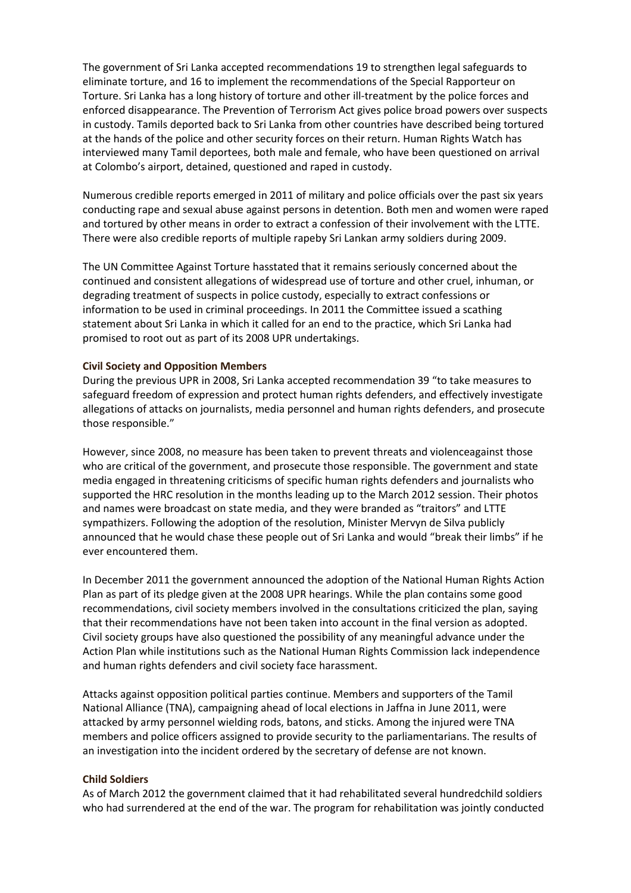The government of Sri Lanka accepted recommendations 19 to strengthen legal safeguards to eliminate torture, and 16 to implement the recommendations of the Special Rapporteur on Torture. Sri Lanka has a long history of torture and other ill-treatment by the police forces and enforced disappearance. The Prevention of Terrorism Act gives police broad powers over suspects in custody. Tamils deported back to Sri Lanka from other countries have described being tortured at the hands of the police and other security forces on their return. Human Rights Watch has interviewed many Tamil deportees, both male and female, who have been questioned on arrival at Colombo's airport, detained, questioned and raped in custody.

Numerous credible reports emerged in 2011 of military and police officials over the past six years conducting rape and sexual abuse against persons in detention. Both men and women were raped and tortured by other means in order to extract a confession of their involvement with the LTTE. There were also credible reports of multiple rapeby Sri Lankan army soldiers during 2009.

The UN Committee Against Torture hasstated that it remains seriously concerned about the continued and consistent allegations of widespread use of torture and other cruel, inhuman, or degrading treatment of suspects in police custody, especially to extract confessions or information to be used in criminal proceedings. In 2011 the Committee issued a scathing statement about Sri Lanka in which it called for an end to the practice, which Sri Lanka had promised to root out as part of its 2008 UPR undertakings.

**Civil Society and Opposition Members**

During the previous UPR in 2008, Sri Lanka accepted recommendation 39 "to take measures to safeguard freedom of expression and protect human rights defenders, and effectively investigate allegations of attacks on journalists, media personnel and human rights defenders, and prosecute those responsible."

However, since 2008, no measure has been taken to prevent threats and violenceagainst those who are critical of the government, and prosecute those responsible. The government and state media engaged in threatening criticisms of specific human rights defenders and journalists who supported the HRC resolution in the months leading up to the March 2012 session. Their photos and names were broadcast on state media, and they were branded as "traitors" and LTTE sympathizers. Following the adoption of the resolution, Minister Mervyn de Silva publicly announced that he would chase these people out of Sri Lanka and would "break their limbs" if he ever encountered them.

In December 2011 the government announced the adoption of the National Human Rights Action Plan as part of its pledge given at the 2008 UPR hearings. While the plan contains some good recommendations, civil society members involved in the consultations criticized the plan, saying that their recommendations have not been taken into account in the final version as adopted. Civil society groups have also questioned the possibility of any meaningful advance under the Action Plan while institutions such as the National Human Rights Commission lack independence and human rights defenders and civil society face harassment.

Attacks against opposition political parties continue. Members and supporters of the Tamil National Alliance (TNA), campaigning ahead of local elections in Jaffna in June 2011, were attacked by army personnel wielding rods, batons, and sticks. Among the injured were TNA members and police officers assigned to provide security to the parliamentarians. The results of an investigation into the incident ordered by the secretary of defense are not known.

**Child Soldiers**

As of March 2012 the government claimed that it had rehabilitated several hundredchild soldiers who had surrendered at the end of the war. The program for rehabilitation was jointly conducted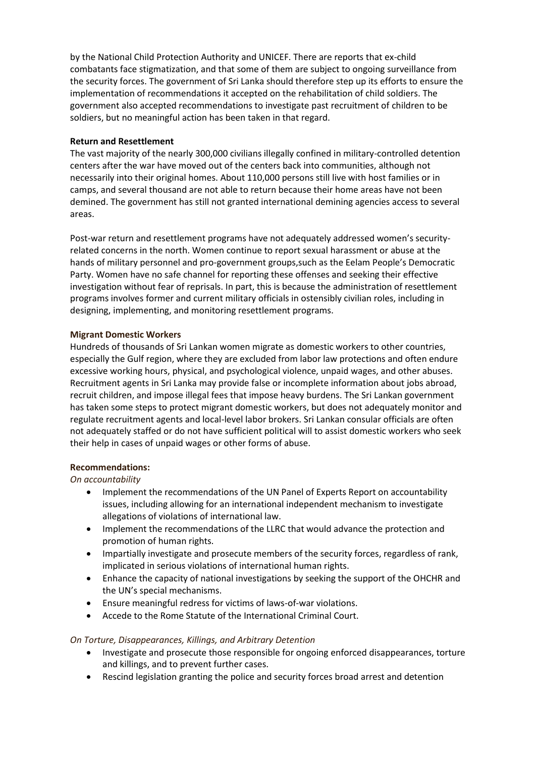by the National Child Protection Authority and UNICEF. There are reports that ex-child combatants face stigmatization, and that some of them are subject to ongoing surveillance from the security forces. The government of Sri Lanka should therefore step up its efforts to ensure the implementation of recommendations it accepted on the rehabilitation of child soldiers. The government also accepted recommendations to investigate past recruitment of children to be soldiers, but no meaningful action has been taken in that regard.

**Return and Resettlement**

The vast majority of the nearly 300,000 civilians illegally confined in military-controlled detention centers after the war have moved out of the centers back into communities, although not necessarily into their original homes. About 110,000 persons still live with host families or in camps, and several thousand are not able to return because their home areas have not been demined. The government has still not granted international demining agencies access to several areas.

Post-war return and resettlement programs have not adequately addressed women's security-related concerns in the north. Women continue to report sexual harassment or abuse at the hands of military personnel and pro-government groups,such as the Eelam People's Democratic Party. Women have no safe channel for reporting these offenses and seeking their effective investigation without fear of reprisals. In part, this is because the administration of resettlement programs involves former and current military officials in ostensibly civilian roles, including in designing, implementing, and monitoring resettlement programs.

**Migrant Domestic Workers**

Hundreds of thousands of Sri Lankan women migrate as domestic workers to other countries, especially the Gulf region, where they are excluded from labor law protections and often endure excessive working hours, physical, and psychological violence, unpaid wages, and other abuses. Recruitment agents in Sri Lanka may provide false or incomplete information about jobs abroad, recruit children, and impose illegal fees that impose heavy burdens. The Sri Lankan government has taken some steps to protect migrant domestic workers, but does not adequately monitor and regulate recruitment agents and local-level labor brokers. Sri Lankan consular officials are often not adequately staffed or do not have sufficient political will to assist domestic workers who seek their help in cases of unpaid wages or other forms of abuse.

**Recommendations:**

*On accountability*

- Implement the recommendations of the UN Panel of Experts Report on accountability issues, including allowing for an international independent mechanism to investigate allegations of violations of international law.
- Implement the recommendations of the LLRC that would advance the protection and promotion of human rights.
- Impartially investigate and prosecute members of the security forces, regardless of rank, implicated in serious violations of international human rights.
- Enhance the capacity of national investigations by seeking the support of the OHCHR and the UN's special mechanisms.
- Ensure meaningful redress for victims of laws-of-war violations.
- Accede to the Rome Statute of the International Criminal Court.

*On Torture, Disappearances, Killings, and Arbitrary Detention*

- Investigate and prosecute those responsible for ongoing enforced disappearances, torture and killings, and to prevent further cases.
- Rescind legislation granting the police and security forces broad arrest and detention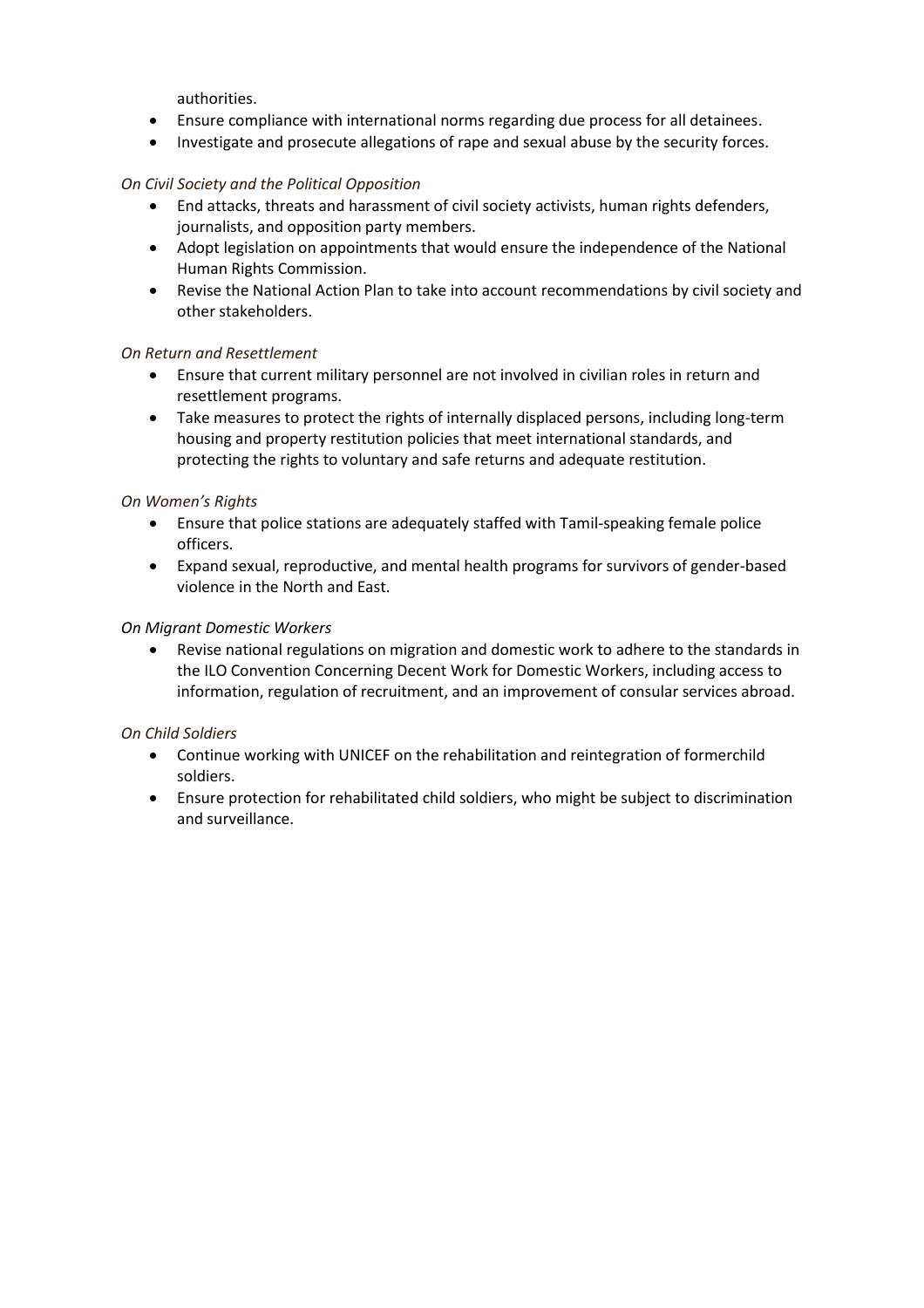authorities.

- Ensure compliance with international norms regarding due process for all detainees.
- Investigate and prosecute allegations of rape and sexual abuse by the security forces.

*On Civil Society and the Political Opposition*

- End attacks, threats and harassment of civil society activists, human rights defenders, journalists, and opposition party members.
- Adopt legislation on appointments that would ensure the independence of the National Human Rights Commission.
- Revise the National Action Plan to take into account recommendations by civil society and other stakeholders.

*On Return and Resettlement*

- Ensure that current military personnel are not involved in civilian roles in return and resettlement programs.
- Take measures to protect the rights of internally displaced persons, including long-term housing and property restitution policies that meet international standards, and protecting the rights to voluntary and safe returns and adequate restitution.

*On Women's Rights*

- Ensure that police stations are adequately staffed with Tamil-speaking female police officers.
- Expand sexual, reproductive, and mental health programs for survivors of gender-based violence in the North and East.

*On Migrant Domestic Workers*

- Revise national regulations on migration and domestic work to adhere to the standards in the ILO Convention Concerning Decent Work for Domestic Workers, including access to information, regulation of recruitment, and an improvement of consular services abroad.

*On Child Soldiers*

- Continue working with UNICEF on the rehabilitation and reintegration of formerchild soldiers.
- Ensure protection for rehabilitated child soldiers, who might be subject to discrimination and surveillance.